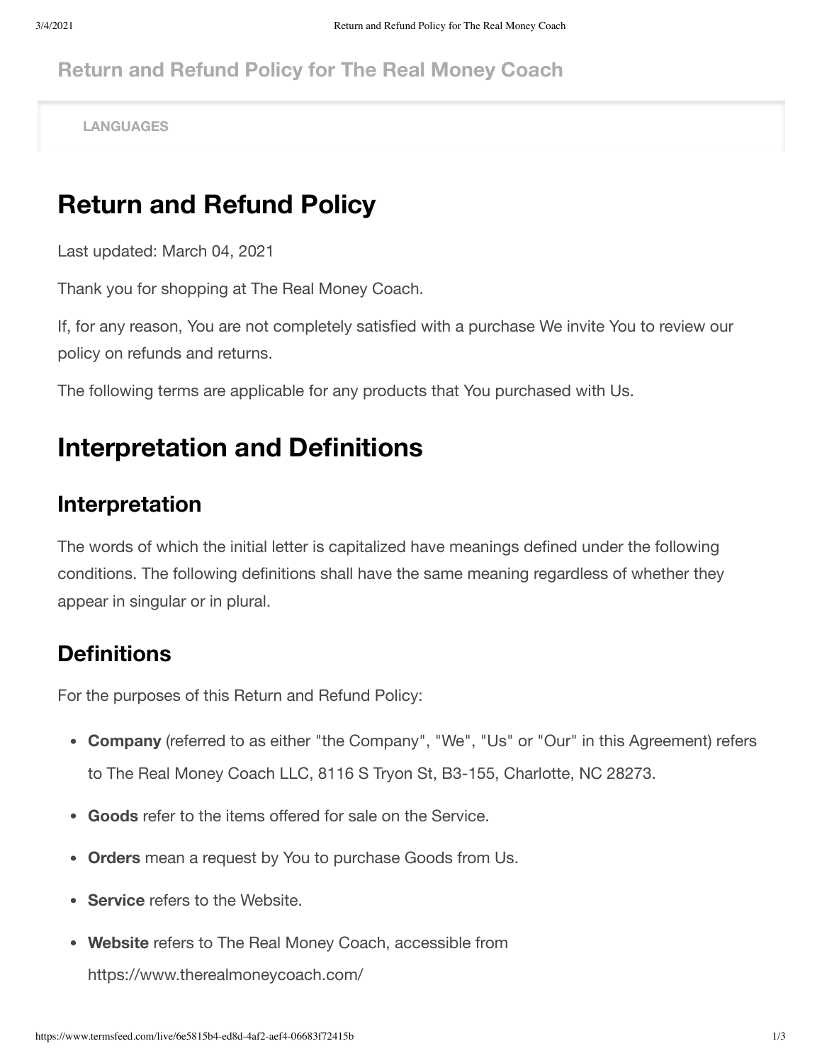Return and Refund Policy for The Real Money Coach

LANGUAGES

# Return and Refund Policy

Last updated: March 04, 2021

Thank you for shopping at The Real Money Coach.

If, for any reason, You are not completely satisfied with a purchase We invite You to review our policy on refunds and returns.

The following terms are applicable for any products that You purchased with Us.

# Interpretation and Definitions

## Interpretation

The words of which the initial letter is capitalized have meanings defined under the following conditions. The following definitions shall have the same meaning regardless of whether they appear in singular or in plural.

## Definitions

For the purposes of this Return and Refund Policy:

- **Company** (referred to as either "the Company", "We", "Us" or "Our" in this Agreement) refers to The Real Money Coach LLC, 8116 S Tryon St, B3-155, Charlotte, NC 28273.
- **Goods** refer to the items offered for sale on the Service.
- **Orders** mean a request by You to purchase Goods from Us.
- **Service** refers to the Website.
- **Website** refers to The Real Money Coach, accessible from https://www.therealmoneycoach.com/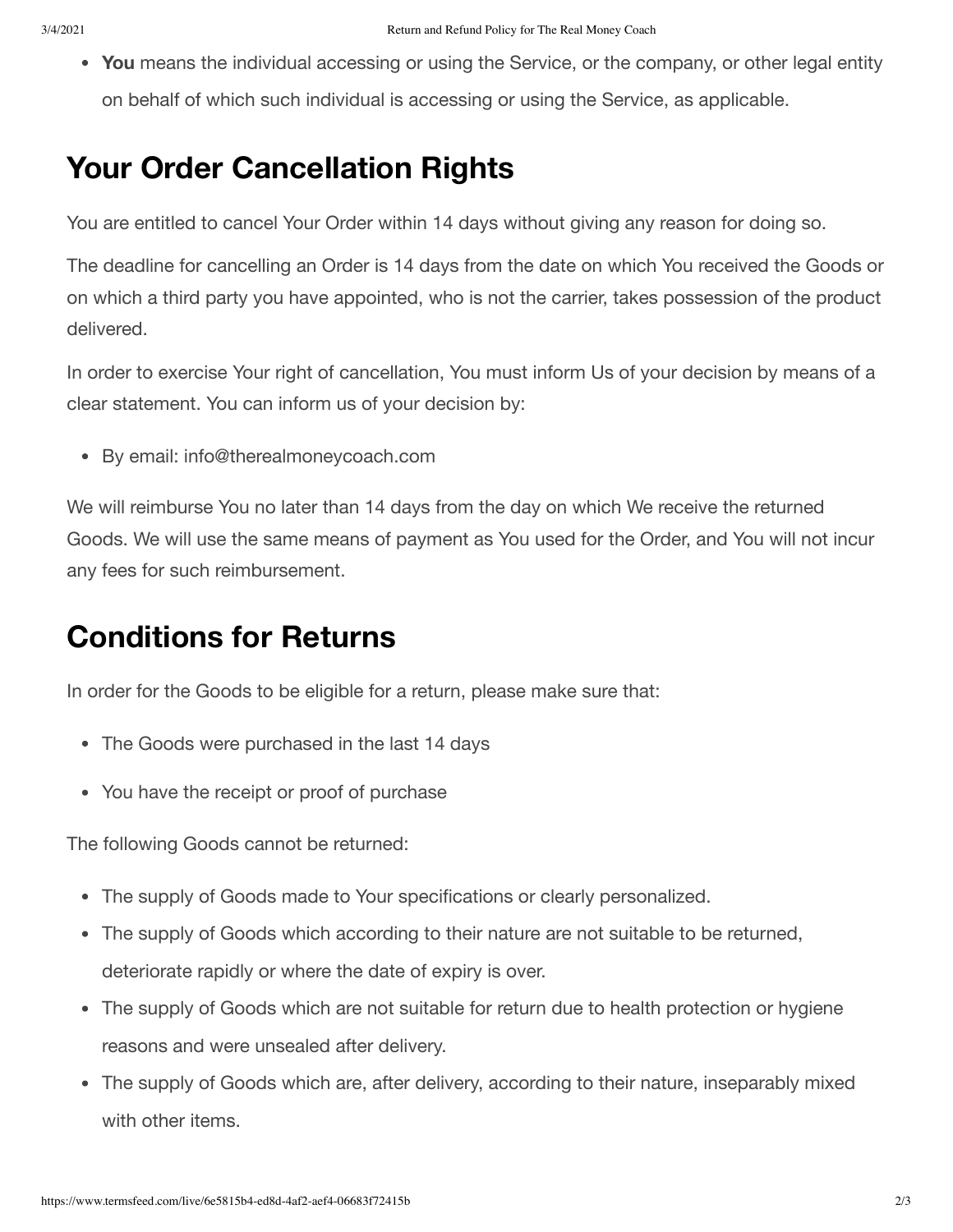- **You** means the individual accessing or using the Service, or the company, or other legal entity on behalf of which such individual is accessing or using the Service, as applicable.

## Your Order Cancellation Rights

You are entitled to cancel Your Order within 14 days without giving any reason for doing so.

The deadline for cancelling an Order is 14 days from the date on which You received the Goods or on which a third party you have appointed, who is not the carrier, takes possession of the product delivered.

In order to exercise Your right of cancellation, You must inform Us of your decision by means of a clear statement. You can inform us of your decision by:

- By email: info@therealmoneycoach.com

We will reimburse You no later than 14 days from the day on which We receive the returned Goods. We will use the same means of payment as You used for the Order, and You will not incur any fees for such reimbursement.

## Conditions for Returns

In order for the Goods to be eligible for a return, please make sure that:

- The Goods were purchased in the last 14 days
- You have the receipt or proof of purchase

The following Goods cannot be returned:

- The supply of Goods made to Your specifications or clearly personalized.
- The supply of Goods which according to their nature are not suitable to be returned, deteriorate rapidly or where the date of expiry is over.
- The supply of Goods which are not suitable for return due to health protection or hygiene reasons and were unsealed after delivery.
- The supply of Goods which are, after delivery, according to their nature, inseparably mixed with other items.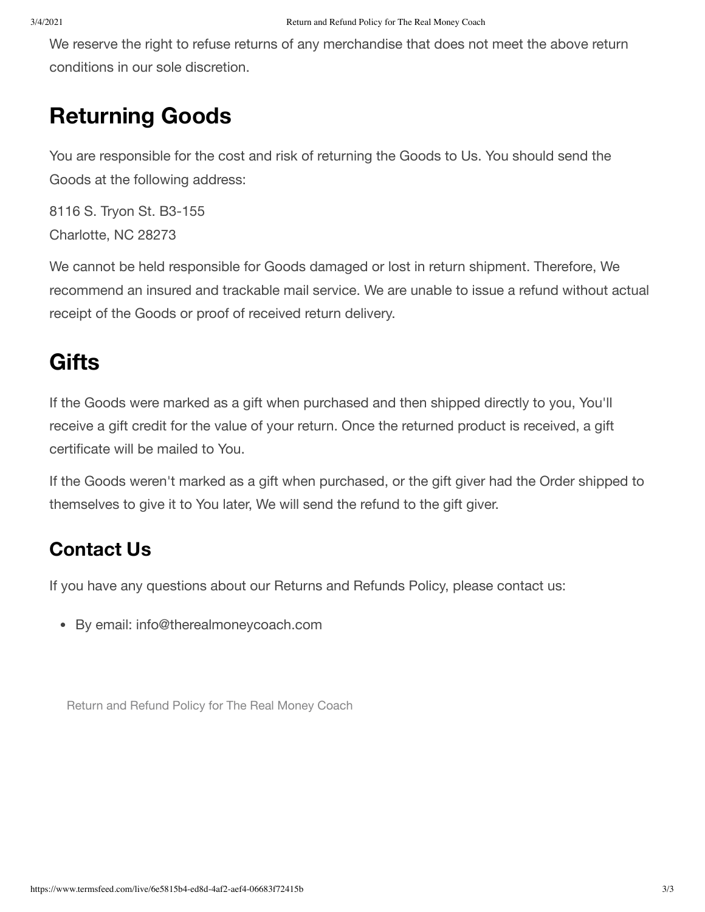We reserve the right to refuse returns of any merchandise that does not meet the above return conditions in our sole discretion.

# Returning Goods

You are responsible for the cost and risk of returning the Goods to Us. You should send the Goods at the following address:

8116 S. Tryon St. B3-155
Charlotte, NC 28273

We cannot be held responsible for Goods damaged or lost in return shipment. Therefore, We recommend an insured and trackable mail service. We are unable to issue a refund without actual receipt of the Goods or proof of received return delivery.

# Gifts

If the Goods were marked as a gift when purchased and then shipped directly to you, You'll receive a gift credit for the value of your return. Once the returned product is received, a gift certificate will be mailed to You.

If the Goods weren't marked as a gift when purchased, or the gift giver had the Order shipped to themselves to give it to You later, We will send the refund to the gift giver.

## Contact Us

If you have any questions about our Returns and Refunds Policy, please contact us:

- By email: info@therealmoneycoach.com

Return and Refund Policy for The Real Money Coach